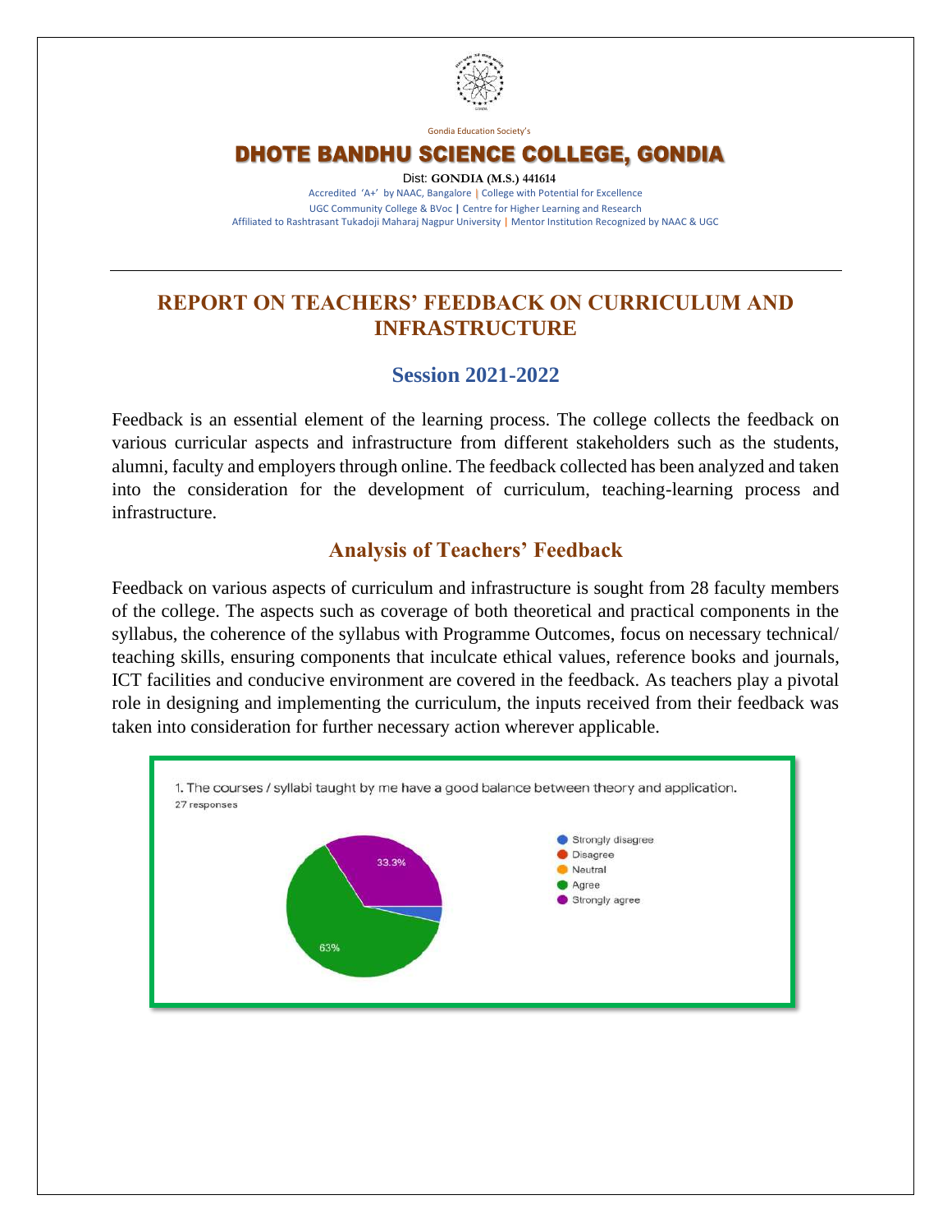Gondia Education Society's

# DHOTE BANDHU SCIENCE COLLEGE, GONDIA

Dist: **GONDIA (M.S.) 441614**

Accredited 'A+' by NAAC, Bangalore | College with Potential for Excellence
UGC Community College & BVoc | Centre for Higher Learning and Research
Affiliated to Rashtrasant Tukadoji Maharaj Nagpur University | Mentor Institution Recognized by NAAC & UGC

---

## REPORT ON TEACHERS' FEEDBACK ON CURRICULUM AND INFRASTRUCTURE

### Session 2021-2022

Feedback is an essential element of the learning process. The college collects the feedback on various curricular aspects and infrastructure from different stakeholders such as the students, alumni, faculty and employers through online. The feedback collected has been analyzed and taken into the consideration for the development of curriculum, teaching-learning process and infrastructure.

### Analysis of Teachers' Feedback

Feedback on various aspects of curriculum and infrastructure is sought from 28 faculty members of the college. The aspects such as coverage of both theoretical and practical components in the syllabus, the coherence of the syllabus with Programme Outcomes, focus on necessary technical/ teaching skills, ensuring components that inculcate ethical values, reference books and journals, ICT facilities and conducive environment are covered in the feedback. As teachers play a pivotal role in designing and implementing the curriculum, the inputs received from their feedback was taken into consideration for further necessary action wherever applicable.

1. The courses / syllabi taught by me have a good balance between theory and application.
27 responses

- Strongly disagree
- Disagree
- Neutral
- Agree — 63%
- Strongly agree — 33.3%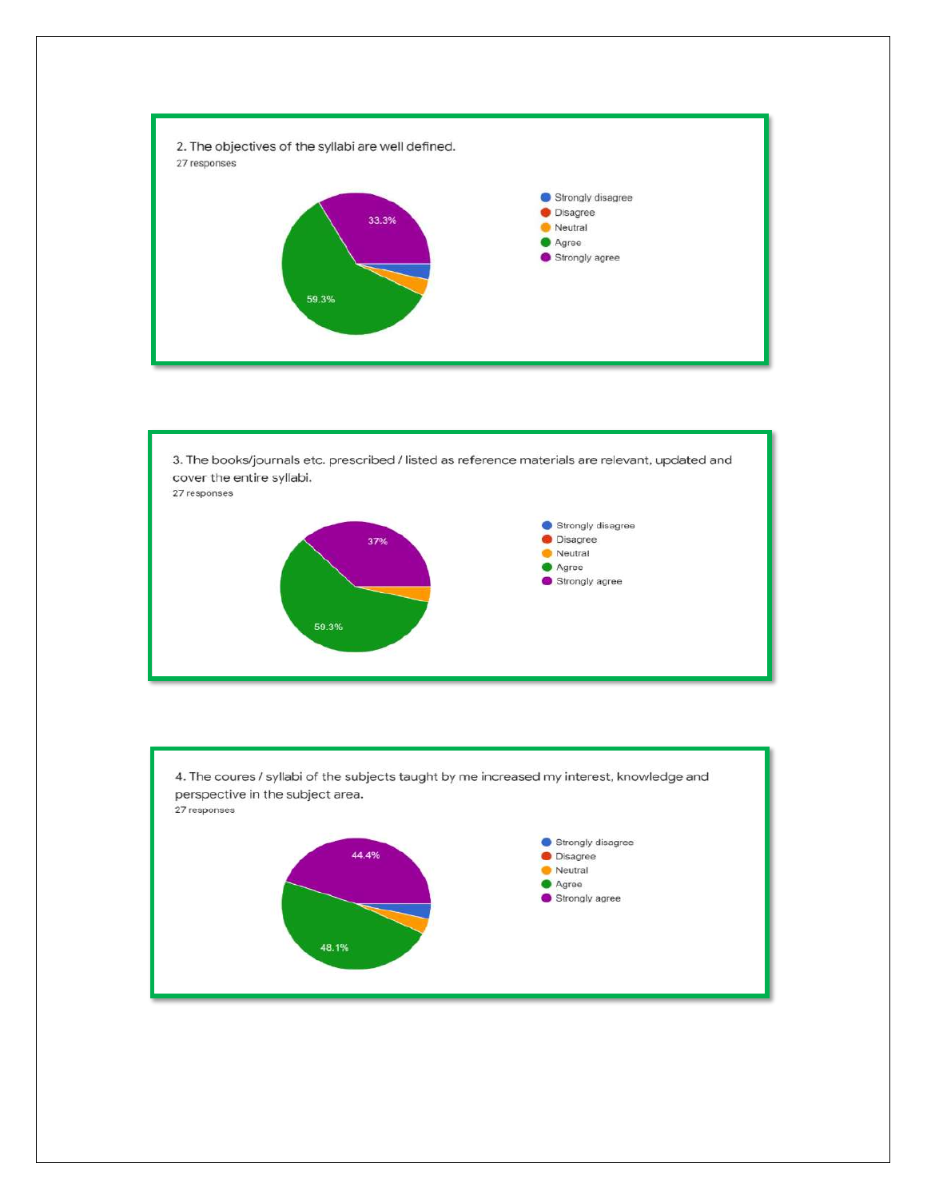2. The objectives of the syllabi are well defined.

27 responses

- Strongly disagree
- Disagree
- Neutral
- Agree
- Strongly agree

33.3%

59.3%

3. The books/journals etc. prescribed / listed as reference materials are relevant, updated and cover the entire syllabi.

27 responses

- Strongly disagree
- Disagree
- Neutral
- Agree
- Strongly agree

37%

59.3%

4. The coures / syllabi of the subjects taught by me increased my interest, knowledge and perspective in the subject area.

27 responses

- Strongly disagree
- Disagree
- Neutral
- Agree
- Strongly agree

44.4%

48.1%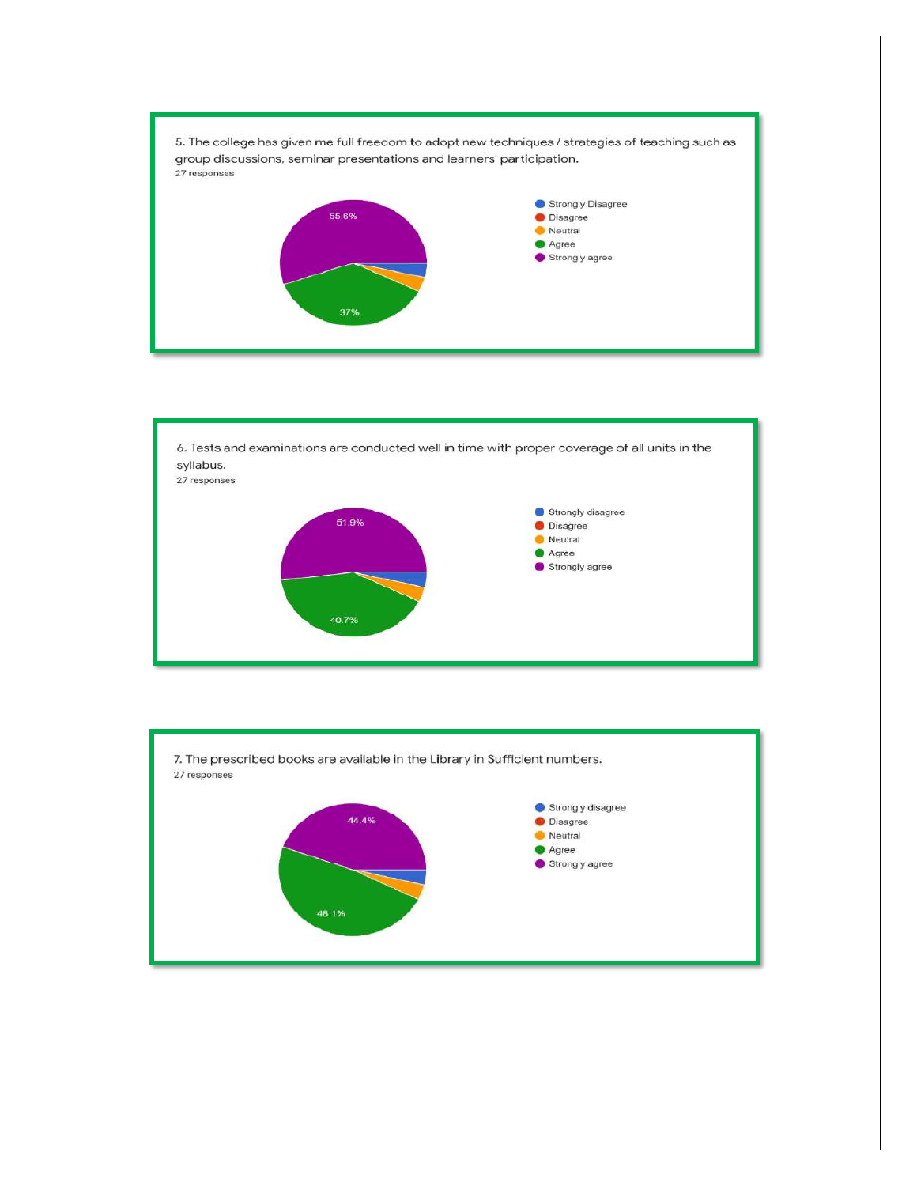5. The college has given me full freedom to adopt new techniques / strategies of teaching such as group discussions, seminar presentations and learners' participation.
27 responses

- Strongly Disagree
- Disagree
- Neutral
- Agree
- Strongly agree

55.6%

37%

6. Tests and examinations are conducted well in time with proper coverage of all units in the syllabus.
27 responses

- Strongly disagree
- Disagree
- Neutral
- Agree
- Strongly agree

51.9%

40.7%

7. The prescribed books are available in the Library in Sufficient numbers.
27 responses

- Strongly disagree
- Disagree
- Neutral
- Agree
- Strongly agree

44.4%

48.1%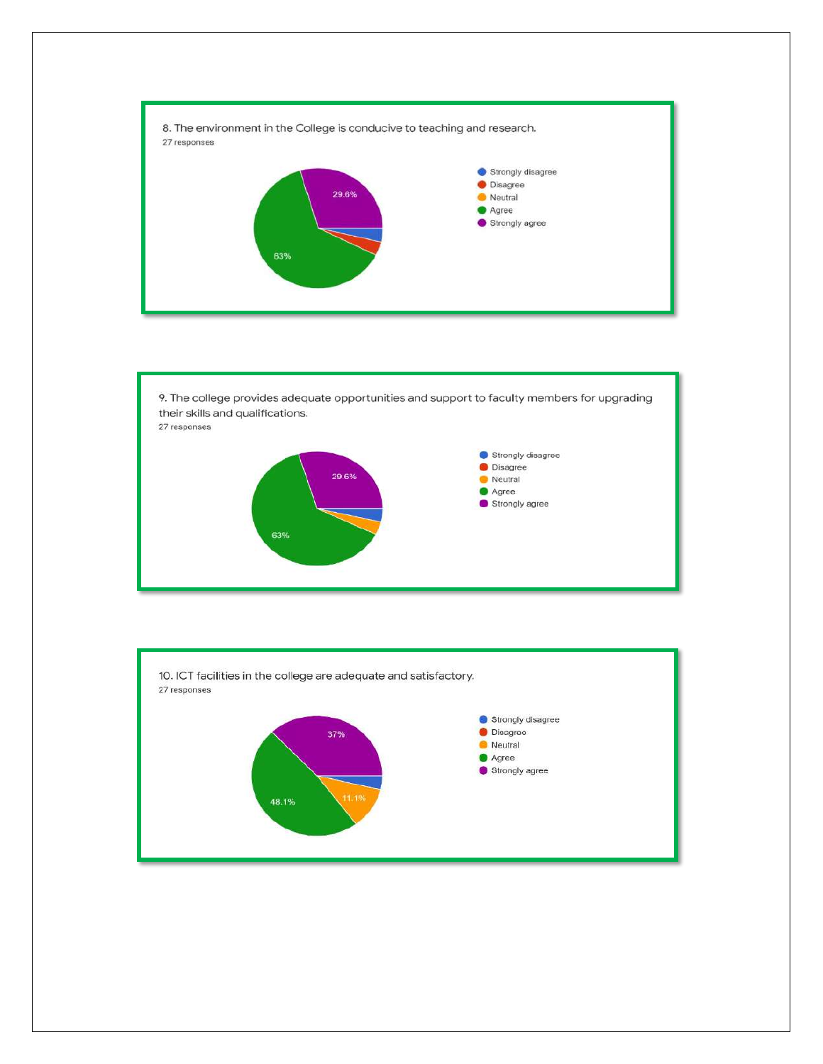8. The environment in the College is conducive to teaching and research.

27 responses

- Strongly disagree
- Disagree
- Neutral
- Agree
- Strongly agree

29.6%

63%

9. The college provides adequate opportunities and support to faculty members for upgrading their skills and qualifications.

27 responses

- Strongly disagree
- Disagree
- Neutral
- Agree
- Strongly agree

29.6%

63%

10. ICT facilities in the college are adequate and satisfactory.

27 responses

- Strongly disagree
- Disagree
- Neutral
- Agree
- Strongly agree

37%

48.1%

11.1%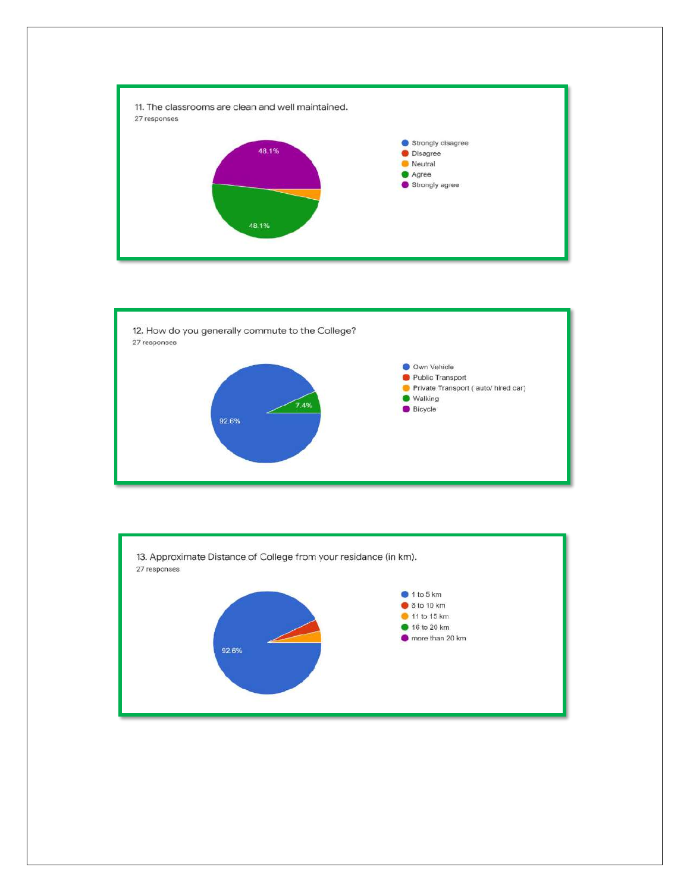11. The classrooms are clean and well maintained.

27 responses

- Strongly disagree
- Disagree
- Neutral
- Agree
- Strongly agree

48.1%

48.1%

12. How do you generally commute to the College?

27 responses

- Own Vehicle
- Public Transport
- Private Transport ( auto/ hired car)
- Walking
- Bicycle

7.4%

92.6%

13. Approximate Distance of College from your residance (in km).

27 responses

- 1 to 5 km
- 6 to 10 km
- 11 to 15 km
- 16 to 20 km
- more than 20 km

92.6%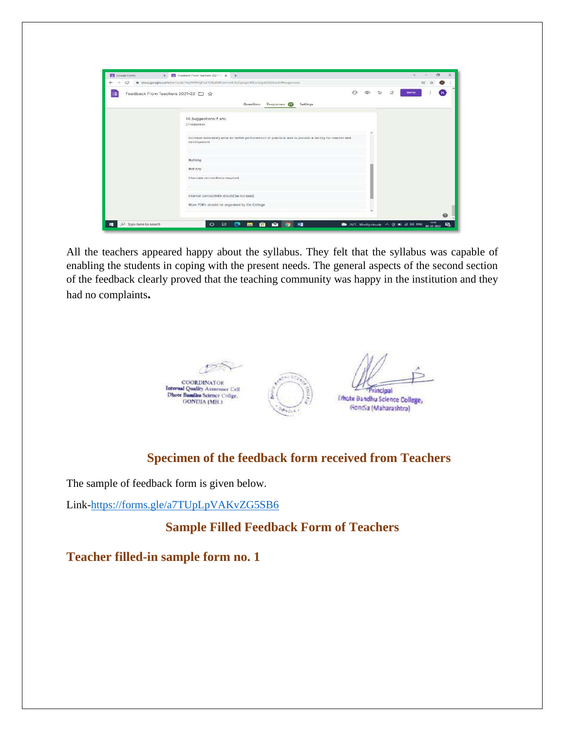All the teachers appeared happy about the syllabus. They felt that the syllabus was capable of enabling the students in coping with the present needs. The general aspects of the second section of the feedback clearly proved that the teaching community was happy in the institution and they had no complaints**.**

COORDINATOR
Internal Quality Assurance Cell
Dhote Bandhu Science College,
GONDIA (MH.)

Principal
Dhote Bandhu Science College,
Gondia (Maharashtra)

## Specimen of the feedback form received from Teachers

The sample of feedback form is given below.

Link-https://forms.gle/a7TUpLpVAKvZG5SB6

## Sample Filled Feedback Form of Teachers

### Teacher filled-in sample form no. 1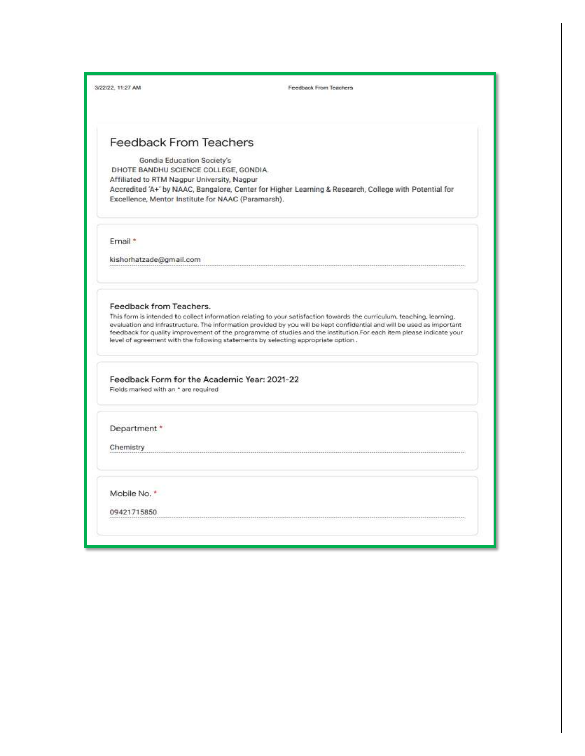# Feedback From Teachers

Gondia Education Society's
DHOTE BANDHU SCIENCE COLLEGE, GONDIA.
Affiliated to RTM Nagpur University, Nagpur
Accredited 'A+' by NAAC, Bangalore, Center for Higher Learning & Research, College with Potential for Excellence, Mentor Institute for NAAC (Paramarsh).

Email *

kishorhatzade@gmail.com

## Feedback from Teachers.

This form is intended to collect information relating to your satisfaction towards the curriculum, teaching, learning, evaluation and infrastructure. The information provided by you will be kept confidential and will be used as important feedback for quality improvement of the programme of studies and the institution.For each item please indicate your level of agreement with the following statements by selecting appropriate option .

## Feedback Form for the Academic Year: 2021-22

Fields marked with an * are required

Department *

Chemistry

Mobile No. *

09421715850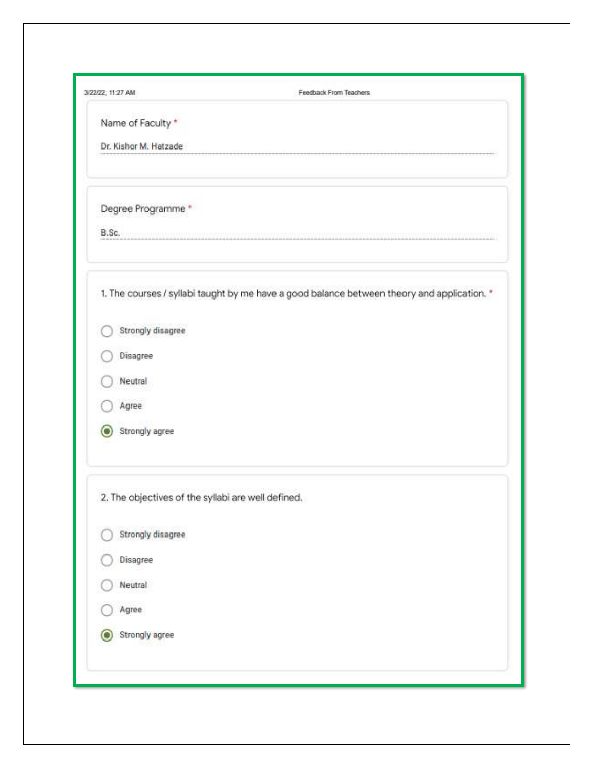**Name of Faculty** *

Dr. Kishor M. Hatzade

**Degree Programme** *

B.Sc.

**1. The courses / syllabi taught by me have a good balance between theory and application.** *

- ○ Strongly disagree
- ○ Disagree
- ○ Neutral
- ○ Agree
- ◉ Strongly agree

**2. The objectives of the syllabi are well defined.**

- ○ Strongly disagree
- ○ Disagree
- ○ Neutral
- ○ Agree
- ◉ Strongly agree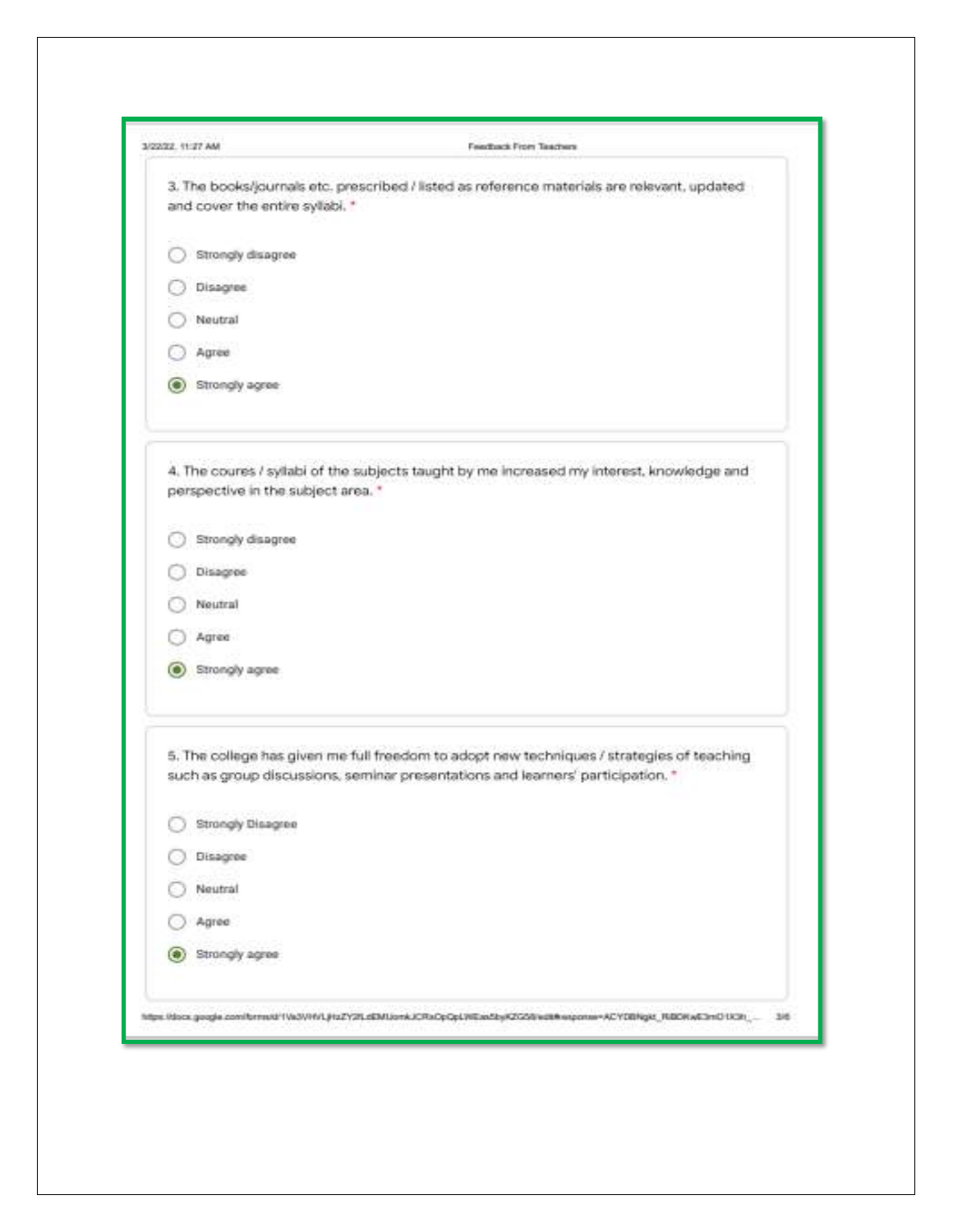3. The books/journals etc. prescribed / listed as reference materials are relevant, updated and cover the entire syllabi. *

- ○ Strongly disagree
- ○ Disagree
- ○ Neutral
- ○ Agree
- ◉ Strongly agree

4. The coures / syllabi of the subjects taught by me increased my interest, knowledge and perspective in the subject area. *

- ○ Strongly disagree
- ○ Disagree
- ○ Neutral
- ○ Agree
- ◉ Strongly agree

5. The college has given me full freedom to adopt new techniques / strategies of teaching such as group discussions, seminar presentations and learners' participation. *

- ○ Strongly Disagree
- ○ Disagree
- ○ Neutral
- ○ Agree
- ◉ Strongly agree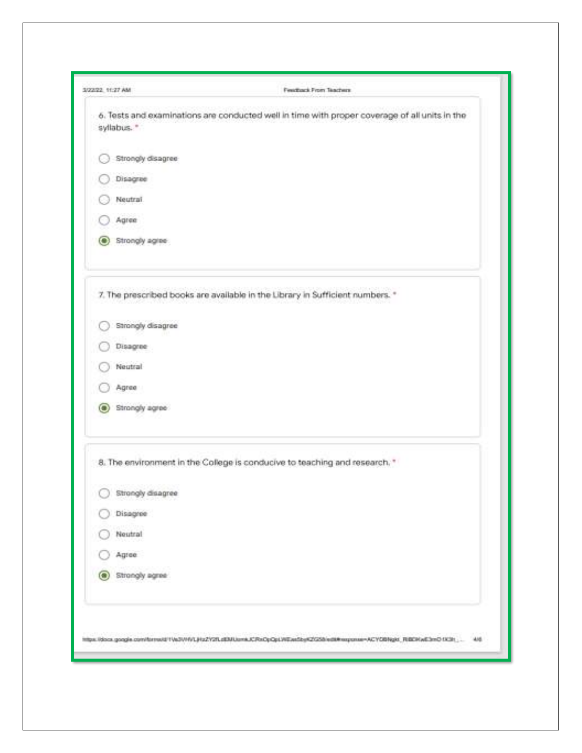6. Tests and examinations are conducted well in time with proper coverage of all units in the syllabus. *

- ◯ Strongly disagree
- ◯ Disagree
- ◯ Neutral
- ◯ Agree
- ◉ Strongly agree

7. The prescribed books are available in the Library in Sufficient numbers. *

- ◯ Strongly disagree
- ◯ Disagree
- ◯ Neutral
- ◯ Agree
- ◉ Strongly agree

8. The environment in the College is conducive to teaching and research. *

- ◯ Strongly disagree
- ◯ Disagree
- ◯ Neutral
- ◯ Agree
- ◉ Strongly agree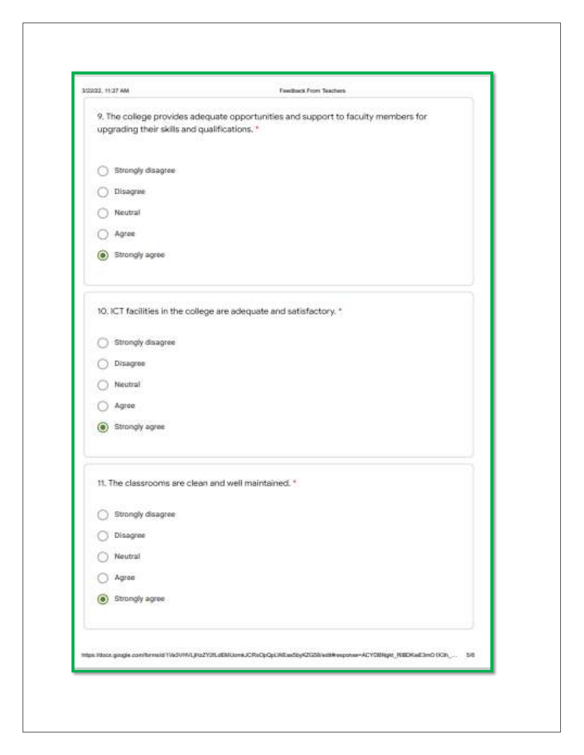9. The college provides adequate opportunities and support to faculty members for upgrading their skills and qualifications. *

- ◯ Strongly disagree
- ◯ Disagree
- ◯ Neutral
- ◯ Agree
- ◉ Strongly agree

10. ICT facilities in the college are adequate and satisfactory. *

- ◯ Strongly disagree
- ◯ Disagree
- ◯ Neutral
- ◯ Agree
- ◉ Strongly agree

11. The classrooms are clean and well maintained. *

- ◯ Strongly disagree
- ◯ Disagree
- ◯ Neutral
- ◯ Agree
- ◉ Strongly agree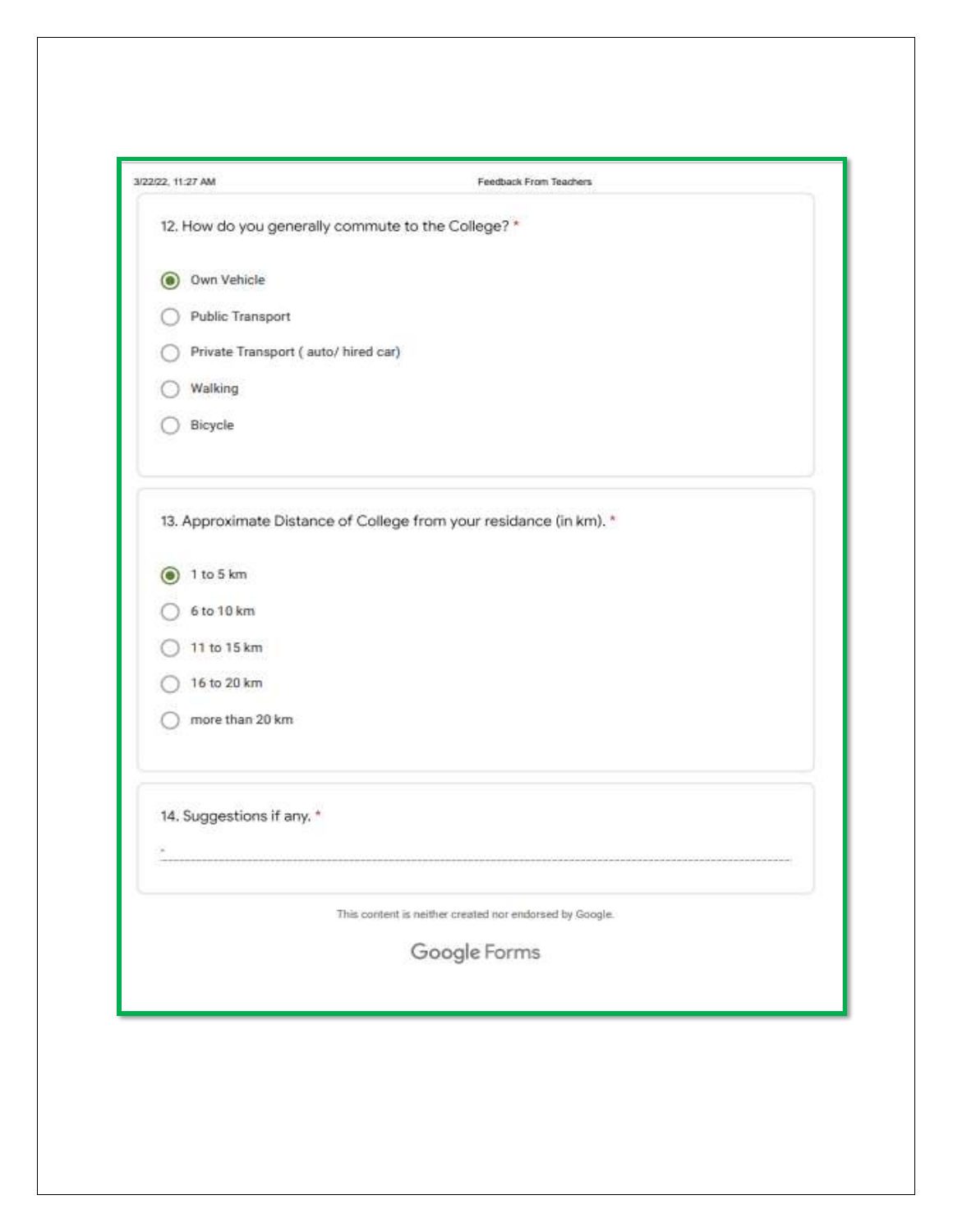12. How do you generally commute to the College? *

- (●) Own Vehicle
- ( ) Public Transport
- ( ) Private Transport ( auto/ hired car)
- ( ) Walking
- ( ) Bicycle

13. Approximate Distance of College from your residance (in km). *

- (●) 1 to 5 km
- ( ) 6 to 10 km
- ( ) 11 to 15 km
- ( ) 16 to 20 km
- ( ) more than 20 km

14. Suggestions if any. *

-

This content is neither created nor endorsed by Google.

Google Forms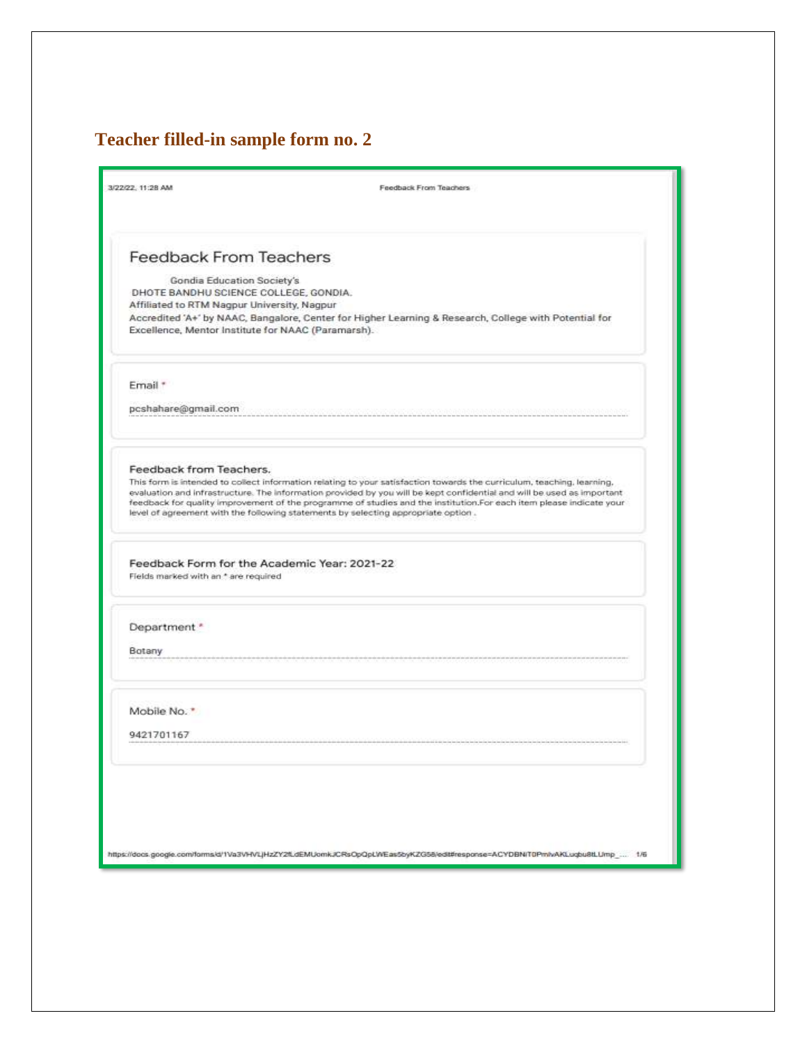## Teacher filled-in sample form no. 2

# Feedback From Teachers

Gondia Education Society's
DHOTE BANDHU SCIENCE COLLEGE, GONDIA.
Affiliated to RTM Nagpur University, Nagpur
Accredited 'A+' by NAAC, Bangalore, Center for Higher Learning & Research, College with Potential for Excellence, Mentor Institute for NAAC (Paramarsh).

Email *

pcshahare@gmail.com

### Feedback from Teachers.

This form is intended to collect information relating to your satisfaction towards the curriculum, teaching, learning, evaluation and infrastructure. The information provided by you will be kept confidential and will be used as important feedback for quality improvement of the programme of studies and the institution.For each item please indicate your level of agreement with the following statements by selecting appropriate option .

### Feedback Form for the Academic Year: 2021-22

Fields marked with an * are required

Department *

Botany

Mobile No. *

9421701167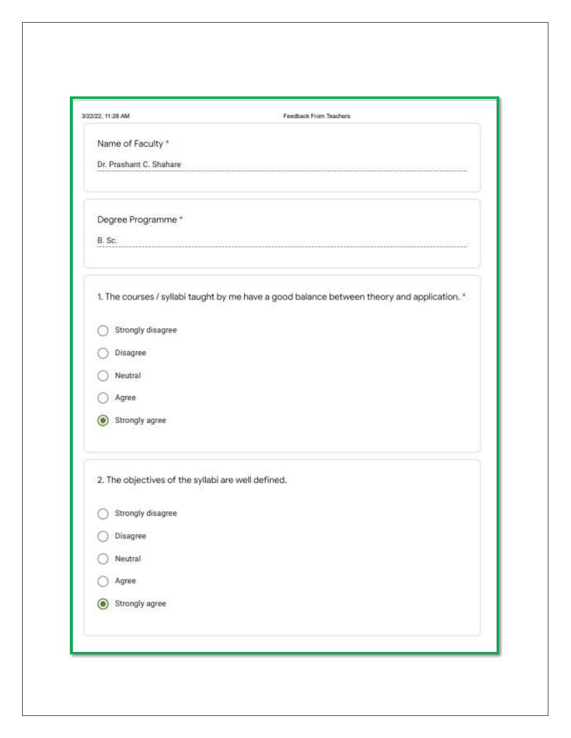Name of Faculty *

Dr. Prashant C. Shahare

Degree Programme *

B. Sc.

1. The courses / syllabi taught by me have a good balance between theory and application. *

- ○ Strongly disagree
- ○ Disagree
- ○ Neutral
- ○ Agree
- ◉ Strongly agree

2. The objectives of the syllabi are well defined.

- ○ Strongly disagree
- ○ Disagree
- ○ Neutral
- ○ Agree
- ◉ Strongly agree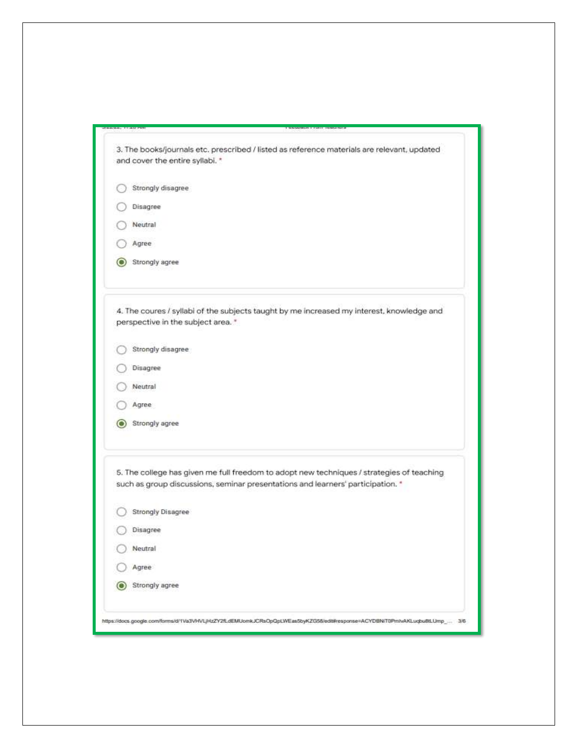3. The books/journals etc. prescribed / listed as reference materials are relevant, updated and cover the entire syllabi. *

- ◯ Strongly disagree
- ◯ Disagree
- ◯ Neutral
- ◯ Agree
- ◉ Strongly agree

4. The coures / syllabi of the subjects taught by me increased my interest, knowledge and perspective in the subject area. *

- ◯ Strongly disagree
- ◯ Disagree
- ◯ Neutral
- ◯ Agree
- ◉ Strongly agree

5. The college has given me full freedom to adopt new techniques / strategies of teaching such as group discussions, seminar presentations and learners' participation. *

- ◯ Strongly Disagree
- ◯ Disagree
- ◯ Neutral
- ◯ Agree
- ◉ Strongly agree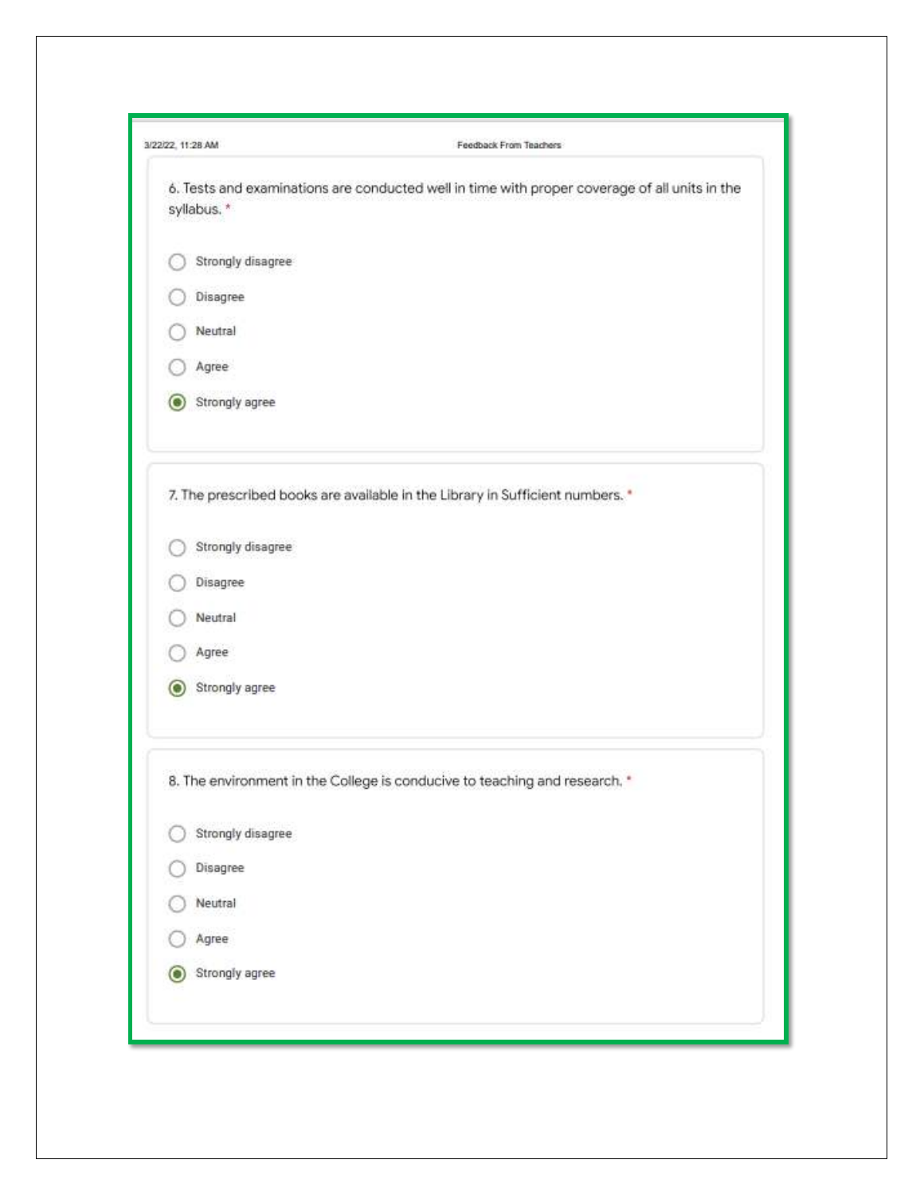6. Tests and examinations are conducted well in time with proper coverage of all units in the syllabus. *

- ○ Strongly disagree
- ○ Disagree
- ○ Neutral
- ○ Agree
- ◉ Strongly agree

7. The prescribed books are available in the Library in Sufficient numbers. *

- ○ Strongly disagree
- ○ Disagree
- ○ Neutral
- ○ Agree
- ◉ Strongly agree

8. The environment in the College is conducive to teaching and research. *

- ○ Strongly disagree
- ○ Disagree
- ○ Neutral
- ○ Agree
- ◉ Strongly agree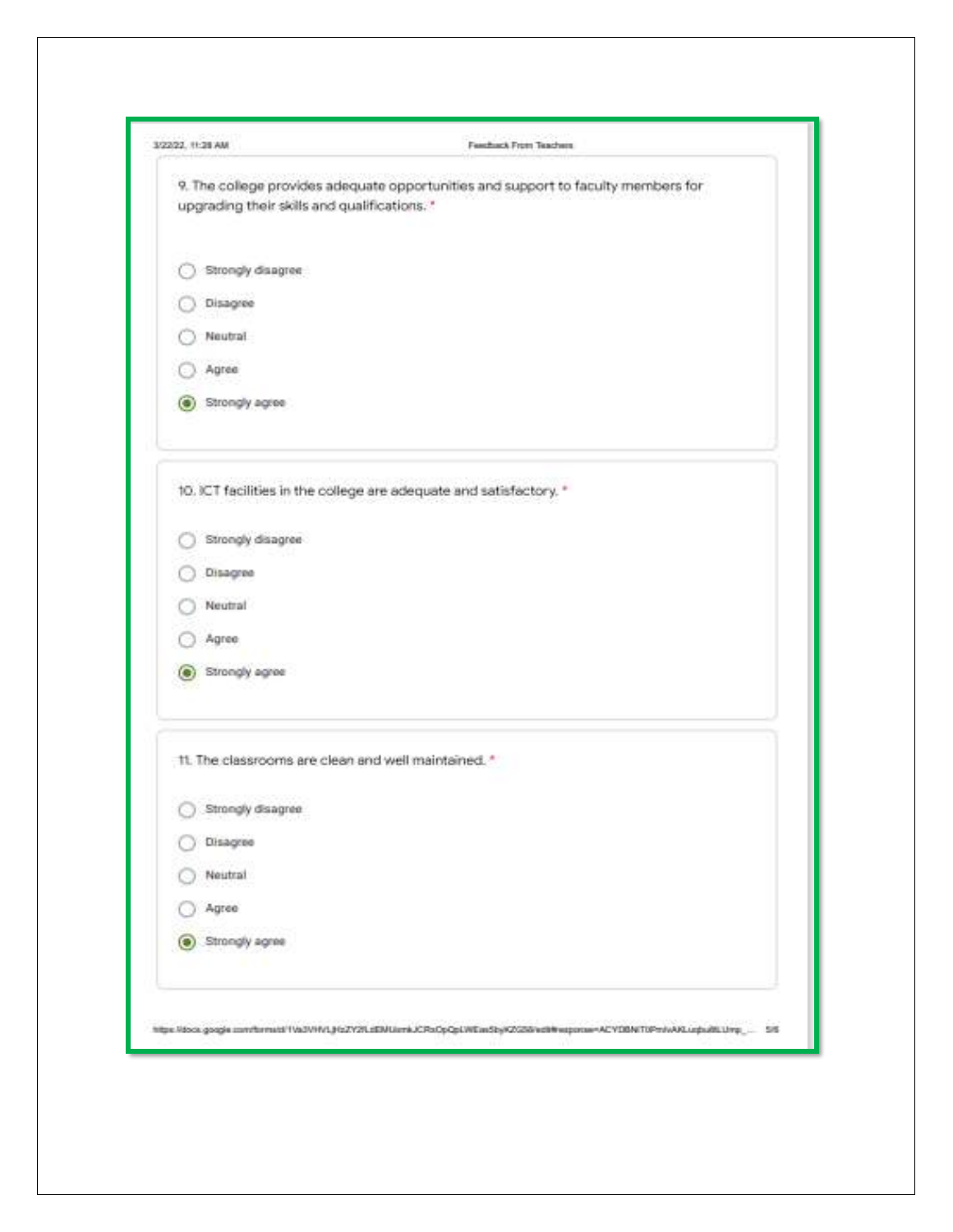9. The college provides adequate opportunities and support to faculty members for upgrading their skills and qualifications. *

- ◯ Strongly disagree
- ◯ Disagree
- ◯ Neutral
- ◯ Agree
- ◉ Strongly agree

10. ICT facilities in the college are adequate and satisfactory. *

- ◯ Strongly disagree
- ◯ Disagree
- ◯ Neutral
- ◯ Agree
- ◉ Strongly agree

11. The classrooms are clean and well maintained. *

- ◯ Strongly disagree
- ◯ Disagree
- ◯ Neutral
- ◯ Agree
- ◉ Strongly agree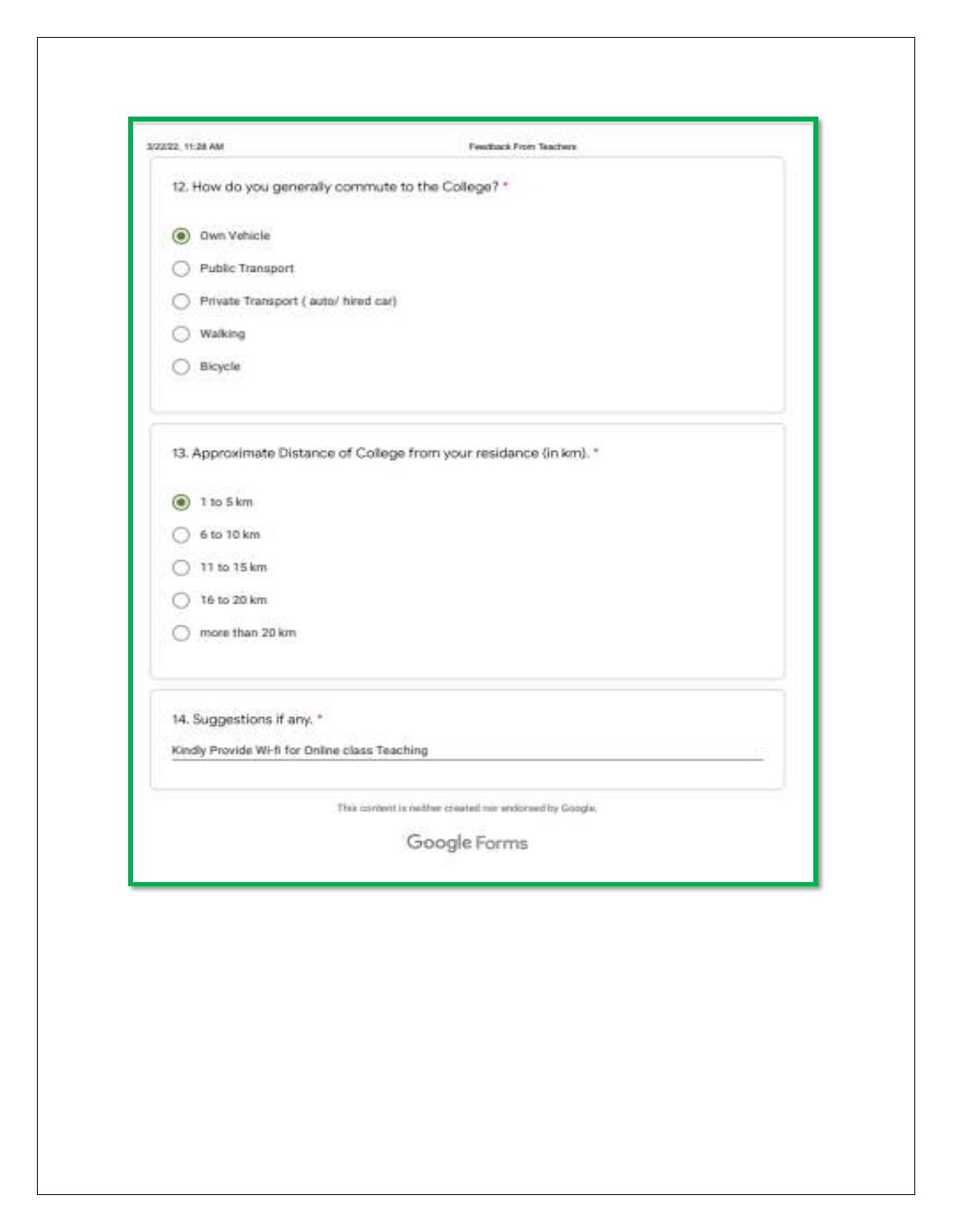12. How do you generally commute to the College? *

- (●) Own Vehicle
- ( ) Public Transport
- ( ) Private Transport ( auto/ hired car)
- ( ) Walking
- ( ) Bicycle

13. Approximate Distance of College from your residance (in km). *

- (●) 1 to 5 km
- ( ) 6 to 10 km
- ( ) 11 to 15 km
- ( ) 16 to 20 km
- ( ) more than 20 km

14. Suggestions if any. *

Kindly Provide Wi-fi for Online class Teaching

This content is neither created nor endorsed by Google.

Google Forms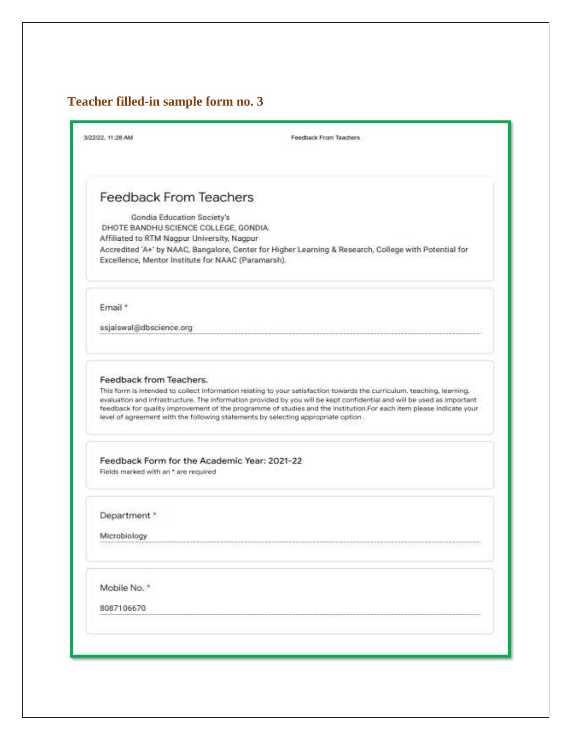## Teacher filled-in sample form no. 3

3/22/22, 11:28 AM Feedback From Teachers

# Feedback From Teachers

Gondia Education Society's
DHOTE BANDHU SCIENCE COLLEGE, GONDIA.
Affiliated to RTM Nagpur University, Nagpur
Accredited 'A+' by NAAC, Bangalore, Center for Higher Learning & Research, College with Potential for Excellence, Mentor Institute for NAAC (Paramarsh).

Email *

ssjaiswal@dbscience.org

**Feedback from Teachers.**

This form is intended to collect information relating to your satisfaction towards the curriculum, teaching, learning, evaluation and infrastructure. The information provided by you will be kept confidential and will be used as important feedback for quality improvement of the programme of studies and the institution.For each item please indicate your level of agreement with the following statements by selecting appropriate option .

**Feedback Form for the Academic Year: 2021-22**

Fields marked with an * are required

Department *

Microbiology

Mobile No. *

8087106670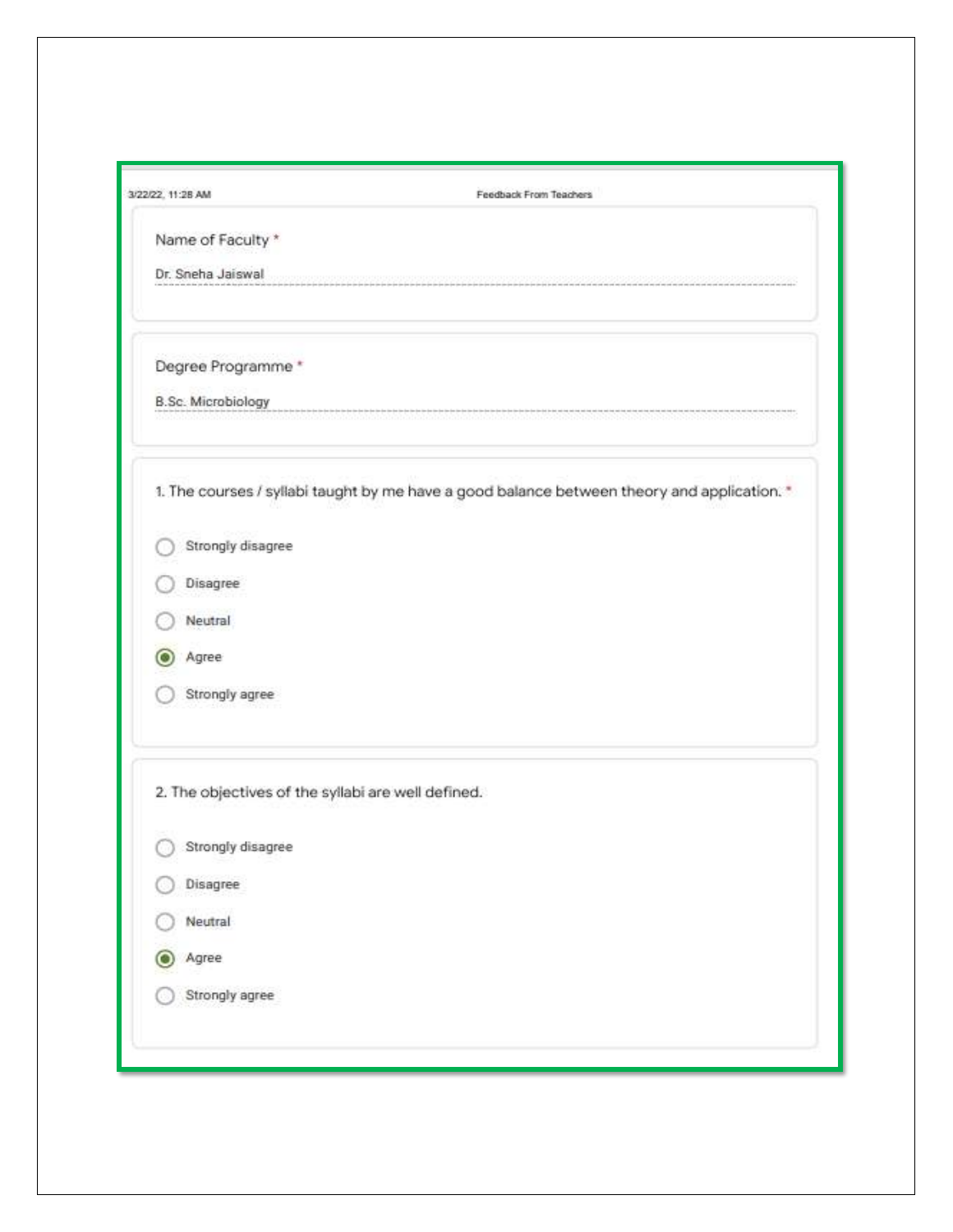3/22/22, 11:28 AM Feedback From Teachers

Name of Faculty *

Dr. Sneha Jaiswal

Degree Programme *

B.Sc. Microbiology

1. The courses / syllabi taught by me have a good balance between theory and application. *

- ◯ Strongly disagree
- ◯ Disagree
- ◯ Neutral
- ◉ Agree
- ◯ Strongly agree

2. The objectives of the syllabi are well defined.

- ◯ Strongly disagree
- ◯ Disagree
- ◯ Neutral
- ◉ Agree
- ◯ Strongly agree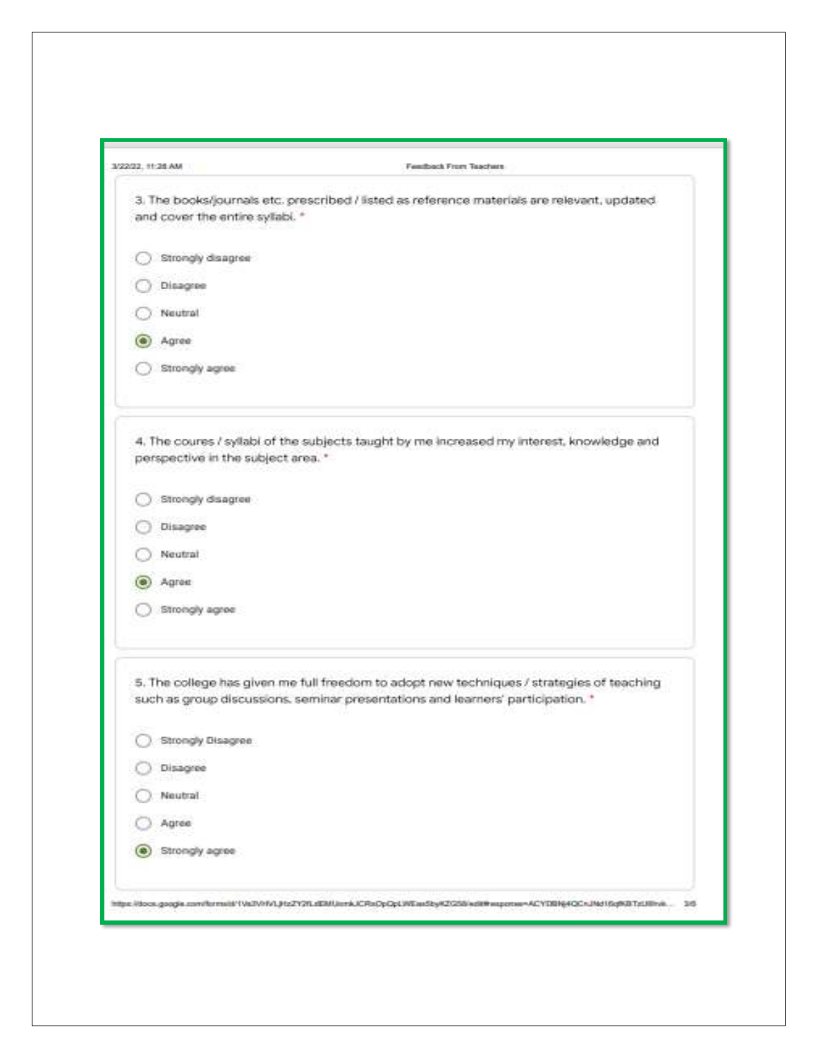3. The books/journals etc. prescribed / listed as reference materials are relevant, updated and cover the entire syllabi. *

- ◯ Strongly disagree
- ◯ Disagree
- ◯ Neutral
- ◉ Agree
- ◯ Strongly agree

4. The coures / syllabi of the subjects taught by me increased my interest, knowledge and perspective in the subject area. *

- ◯ Strongly disagree
- ◯ Disagree
- ◯ Neutral
- ◉ Agree
- ◯ Strongly agree

5. The college has given me full freedom to adopt new techniques / strategies of teaching such as group discussions, seminar presentations and learners' participation. *

- ◯ Strongly Disagree
- ◯ Disagree
- ◯ Neutral
- ◯ Agree
- ◉ Strongly agree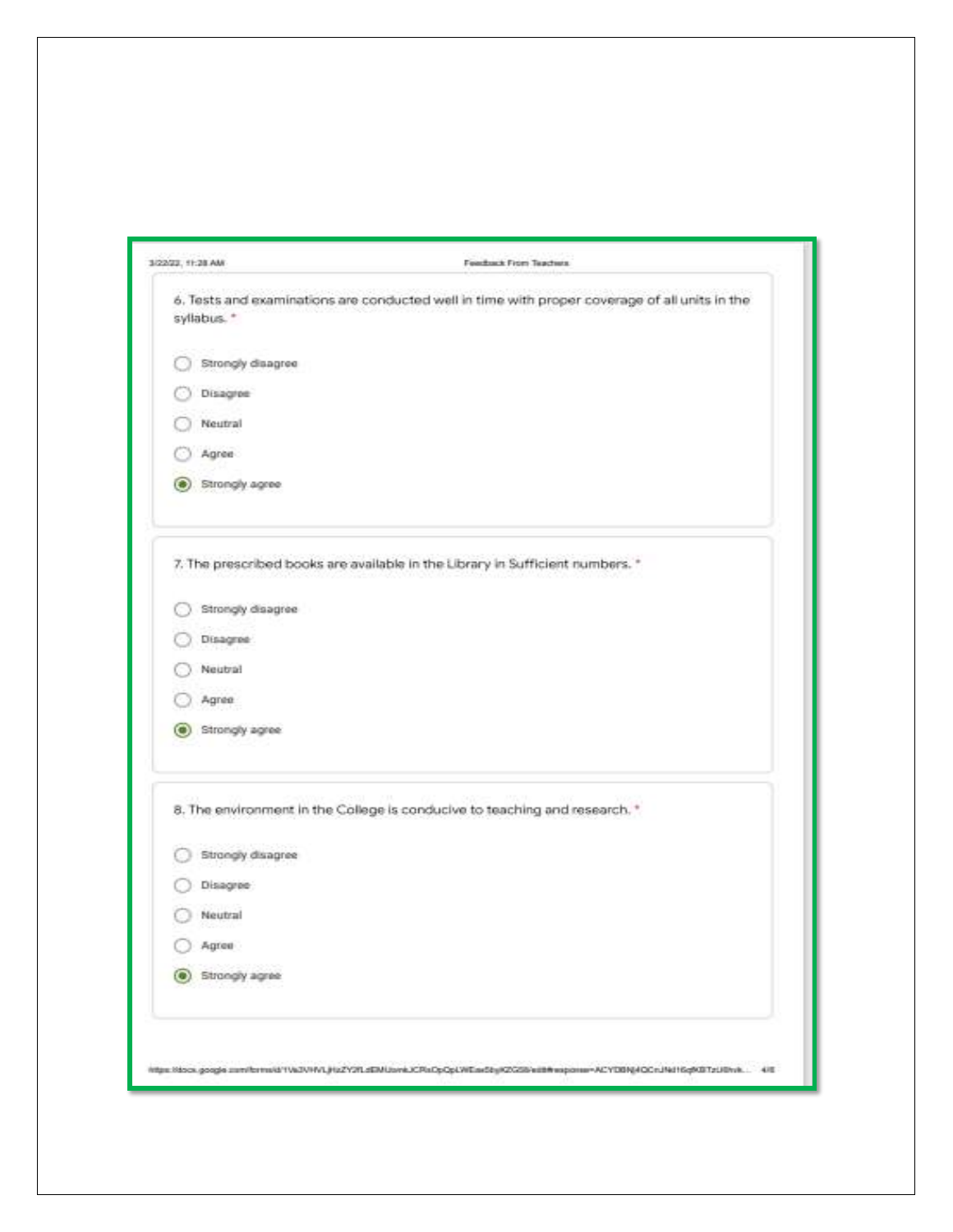6. Tests and examinations are conducted well in time with proper coverage of all units in the syllabus. *

- ○ Strongly disagree
- ○ Disagree
- ○ Neutral
- ○ Agree
- ◉ Strongly agree

7. The prescribed books are available in the Library in Sufficient numbers. *

- ○ Strongly disagree
- ○ Disagree
- ○ Neutral
- ○ Agree
- ◉ Strongly agree

8. The environment in the College is conducive to teaching and research. *

- ○ Strongly disagree
- ○ Disagree
- ○ Neutral
- ○ Agree
- ◉ Strongly agree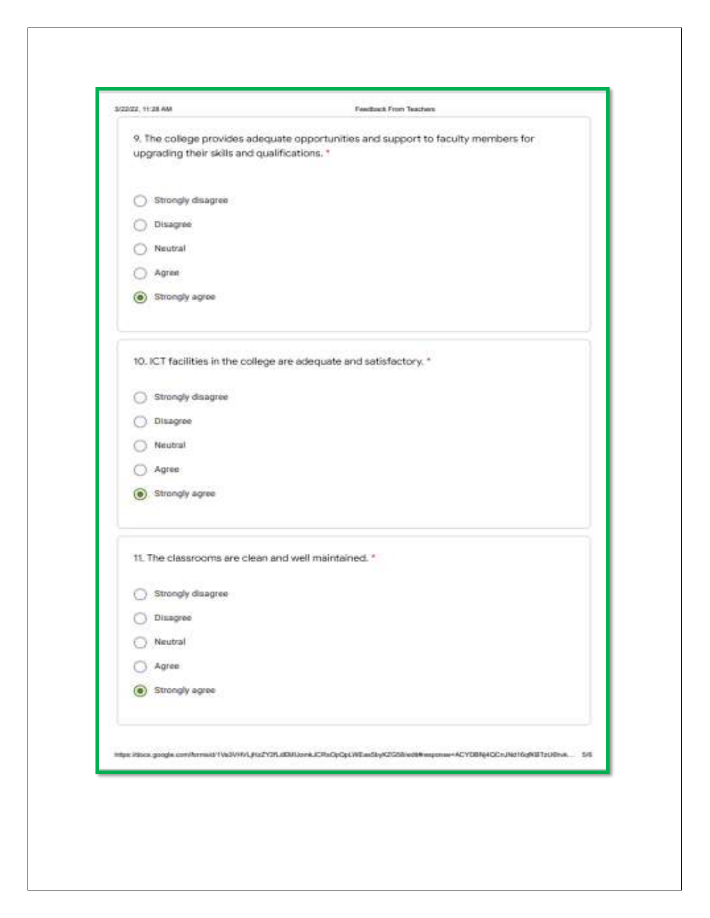9. The college provides adequate opportunities and support to faculty members for upgrading their skills and qualifications. *

- ◯ Strongly disagree
- ◯ Disagree
- ◯ Neutral
- ◯ Agree
- ◉ Strongly agree

10. ICT facilities in the college are adequate and satisfactory. *

- ◯ Strongly disagree
- ◯ Disagree
- ◯ Neutral
- ◯ Agree
- ◉ Strongly agree

11. The classrooms are clean and well maintained. *

- ◯ Strongly disagree
- ◯ Disagree
- ◯ Neutral
- ◯ Agree
- ◉ Strongly agree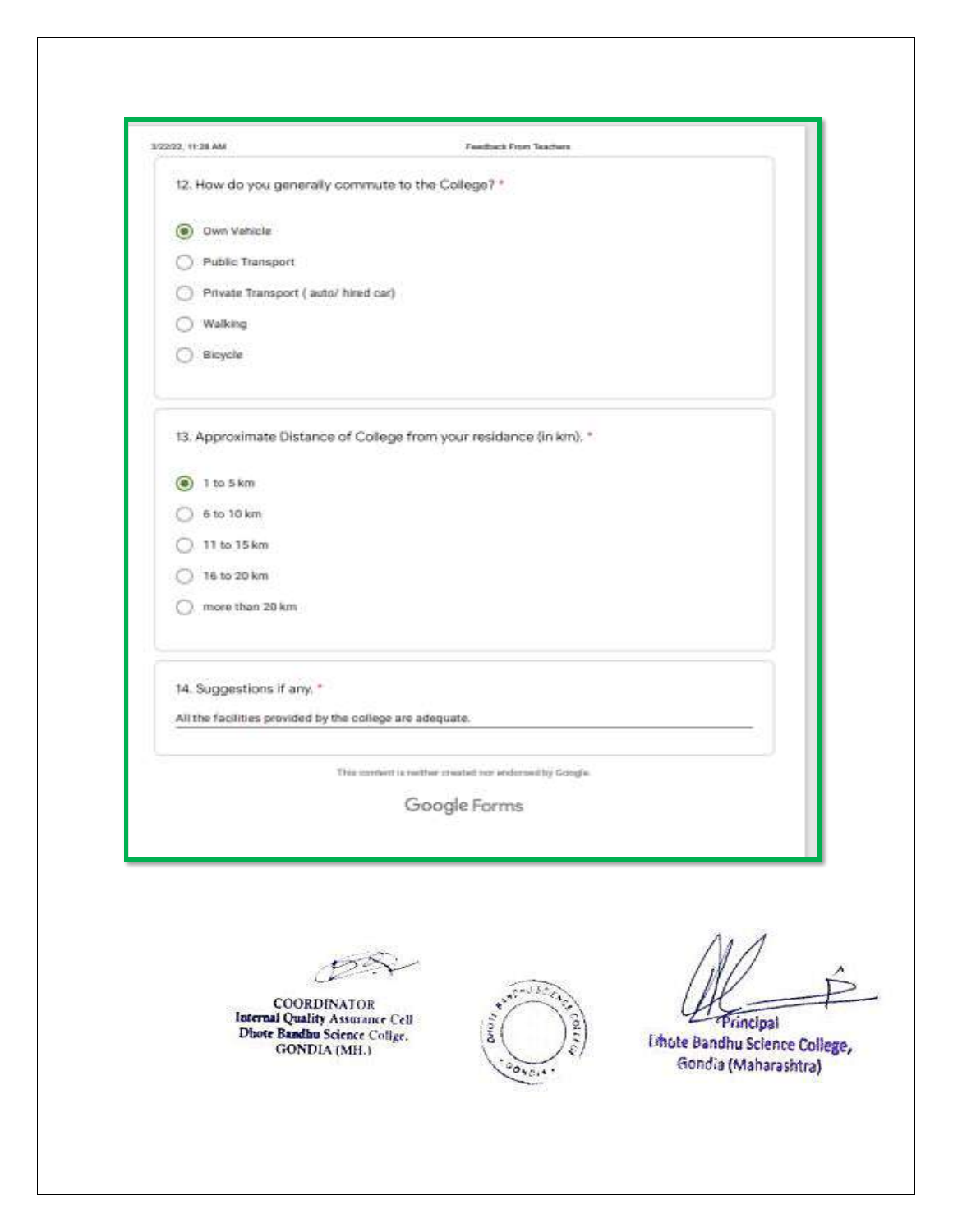3/22/22, 11:28 AM Feedback From Teachers

12. How do you generally commute to the College? *

- (●) Own Vehicle
- ( ) Public Transport
- ( ) Private Transport ( auto/ hired car)
- ( ) Walking
- ( ) Bicycle

13. Approximate Distance of College from your residance (in km). *

- (●) 1 to 5 km
- ( ) 6 to 10 km
- ( ) 11 to 15 km
- ( ) 16 to 20 km
- ( ) more than 20 km

14. Suggestions if any. *

All the facilities provided by the college are adequate.

This content is neither created nor endorsed by Google.

Google Forms

COORDINATOR
Internal Quality Assurance Cell
Dhote Bandhu Science Collge,
GONDIA (MH.)

Principal
Dhote Bandhu Science College,
Gondia (Maharashtra)